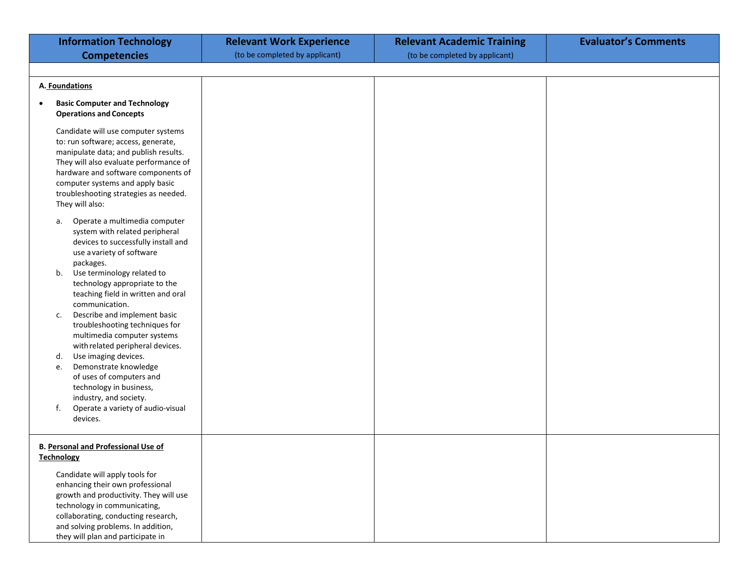| Information Technology Competencies | Relevant Work Experience (to be completed by applicant) | Relevant Academic Training (to be completed by applicant) | Evaluator's Comments |
|---|---|---|---|
| | | | |
| **A. <u>Foundations</u>**<br><br>• **Basic Computer and Technology Operations and Concepts**<br><br>Candidate will use computer systems to: run software; access, generate, manipulate data; and publish results. They will also evaluate performance of hardware and software components of computer systems and apply basic troubleshooting strategies as needed. They will also:<br><br>a. Operate a multimedia computer system with related peripheral devices to successfully install and use a variety of software packages.<br>b. Use terminology related to technology appropriate to the teaching field in written and oral communication.<br>c. Describe and implement basic troubleshooting techniques for multimedia computer systems with related peripheral devices.<br>d. Use imaging devices.<br>e. Demonstrate knowledge of uses of computers and technology in business, industry, and society.<br>f. Operate a variety of audio-visual devices. | | | |
| **B. <u>Personal and Professional Use of Technology</u>**<br><br>Candidate will apply tools for enhancing their own professional growth and productivity. They will use technology in communicating, collaborating, conducting research, and solving problems. In addition, they will plan and participate in | | | |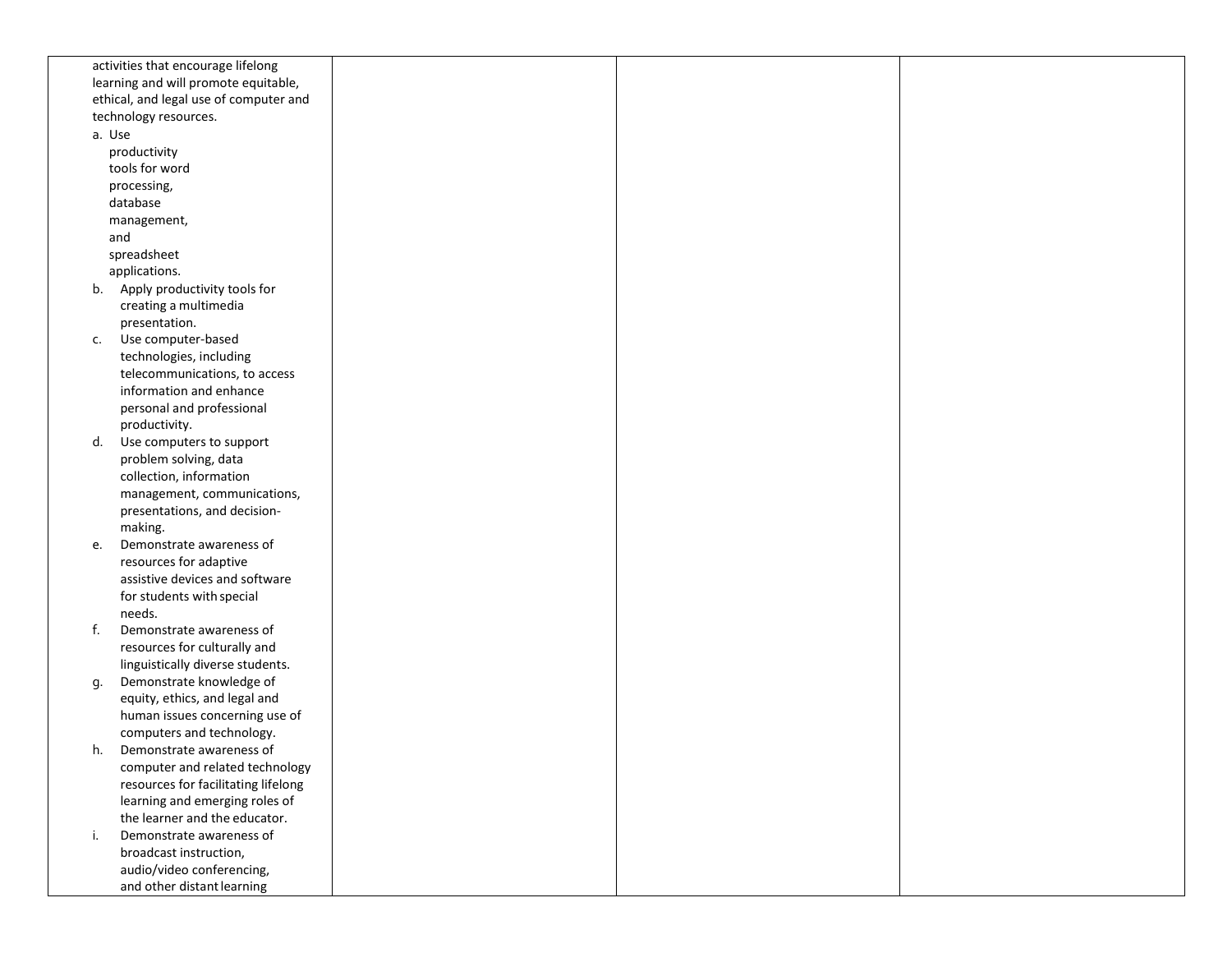| | | | |
|---|---|---|---|
| activities that encourage lifelong learning and will promote equitable, ethical, and legal use of computer and technology resources.<br>a. Use productivity tools for word processing, database management, and spreadsheet applications.<br>b. Apply productivity tools for creating a multimedia presentation.<br>c. Use computer-based technologies, including telecommunications, to access information and enhance personal and professional productivity.<br>d. Use computers to support problem solving, data collection, information management, communications, presentations, and decision-making.<br>e. Demonstrate awareness of resources for adaptive assistive devices and software for students with special needs.<br>f. Demonstrate awareness of resources for culturally and linguistically diverse students.<br>g. Demonstrate knowledge of equity, ethics, and legal and human issues concerning use of computers and technology.<br>h. Demonstrate awareness of computer and related technology resources for facilitating lifelong learning and emerging roles of the learner and the educator.<br>i. Demonstrate awareness of broadcast instruction, audio/video conferencing, and other distant learning | | | |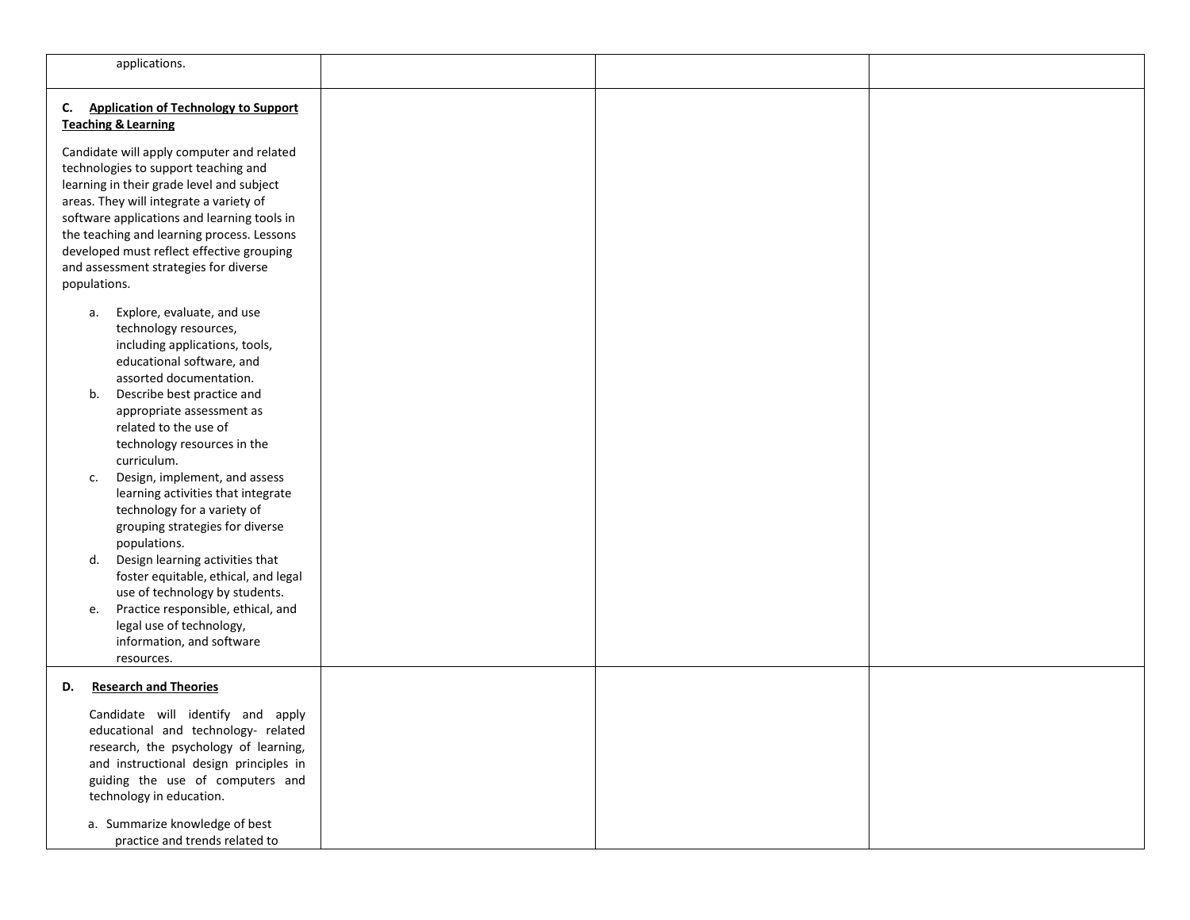| | | | |
|---|---|---|---|
| applications. | | | |
| **C. <u>Application of Technology to Support Teaching & Learning</u>**<br><br>Candidate will apply computer and related technologies to support teaching and learning in their grade level and subject areas. They will integrate a variety of software applications and learning tools in the teaching and learning process. Lessons developed must reflect effective grouping and assessment strategies for diverse populations.<br><br>a. Explore, evaluate, and use technology resources, including applications, tools, educational software, and assorted documentation.<br>b. Describe best practice and appropriate assessment as related to the use of technology resources in the curriculum.<br>c. Design, implement, and assess learning activities that integrate technology for a variety of grouping strategies for diverse populations.<br>d. Design learning activities that foster equitable, ethical, and legal use of technology by students.<br>e. Practice responsible, ethical, and legal use of technology, information, and software resources. | | | |
| **D. <u>Research and Theories</u>**<br><br>Candidate will identify and apply educational and technology- related research, the psychology of learning, and instructional design principles in guiding the use of computers and technology in education.<br><br>a. Summarize knowledge of best practice and trends related to | | | |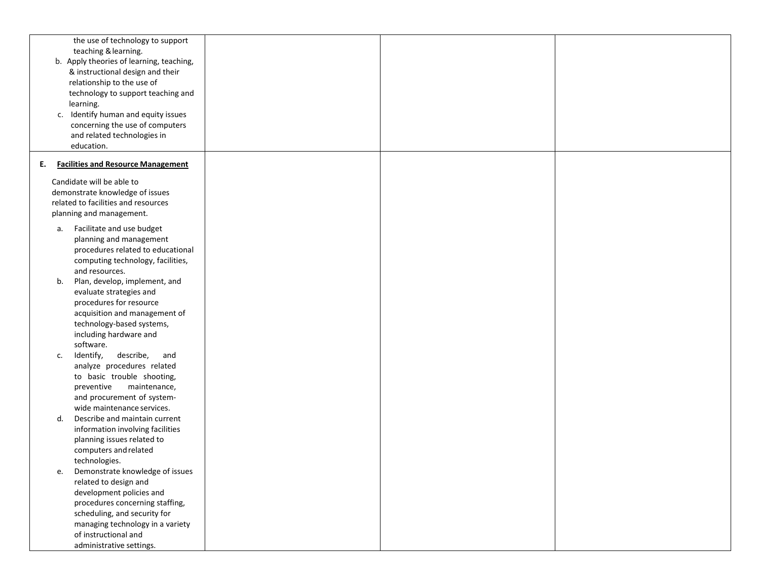| | | | |
|---|---|---|---|
| the use of technology to support teaching & learning.<br>b. Apply theories of learning, teaching, & instructional design and their relationship to the use of technology to support teaching and learning.<br>c. Identify human and equity issues concerning the use of computers and related technologies in education. | | | |
| **E. <u>Facilities and Resource Management</u>**<br><br>Candidate will be able to demonstrate knowledge of issues related to facilities and resources planning and management.<br><br>a. Facilitate and use budget planning and management procedures related to educational computing technology, facilities, and resources.<br>b. Plan, develop, implement, and evaluate strategies and procedures for resource acquisition and management of technology-based systems, including hardware and software.<br>c. Identify, describe, and analyze procedures related to basic trouble shooting, preventive maintenance, and procurement of system-wide maintenance services.<br>d. Describe and maintain current information involving facilities planning issues related to computers and related technologies.<br>e. Demonstrate knowledge of issues related to design and development policies and procedures concerning staffing, scheduling, and security for managing technology in a variety of instructional and administrative settings. | | | |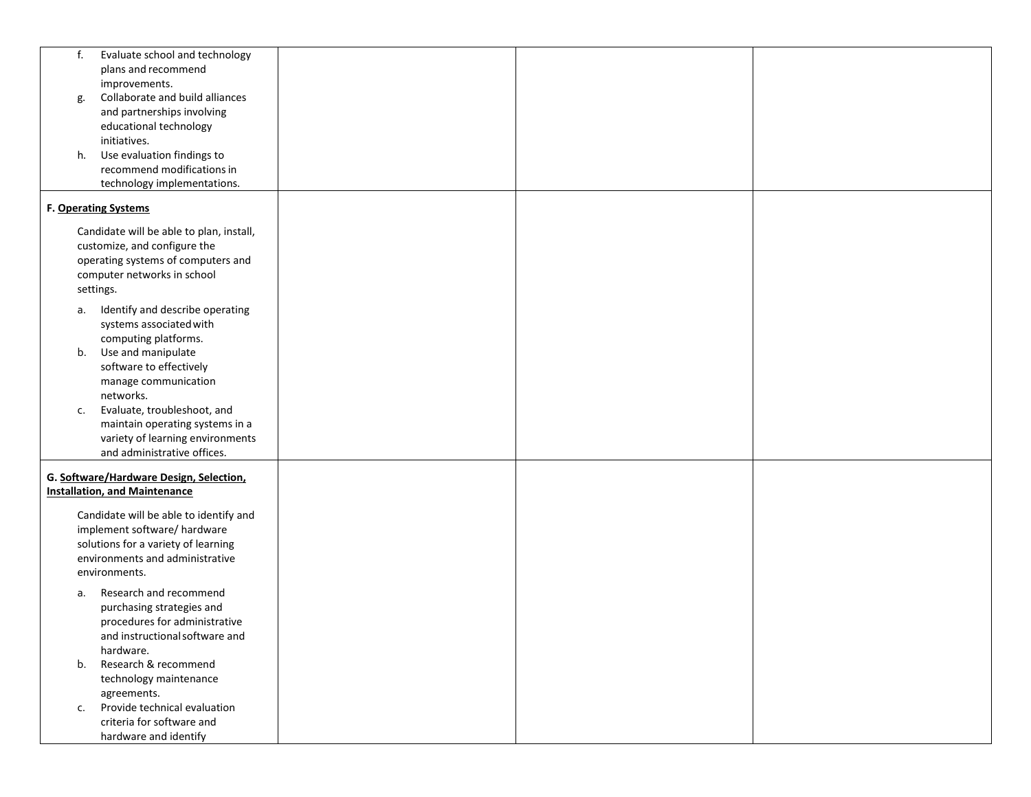| | | | |
|---|---|---|---|
| f. Evaluate school and technology plans and recommend improvements.<br>g. Collaborate and build alliances and partnerships involving educational technology initiatives.<br>h. Use evaluation findings to recommend modifications in technology implementations. | | | |
| **F. <u>Operating Systems</u>**<br><br>Candidate will be able to plan, install, customize, and configure the operating systems of computers and computer networks in school settings.<br><br>a. Identify and describe operating systems associated with computing platforms.<br>b. Use and manipulate software to effectively manage communication networks.<br>c. Evaluate, troubleshoot, and maintain operating systems in a variety of learning environments and administrative offices. | | | |
| **G. <u>Software/Hardware Design, Selection, Installation, and Maintenance</u>**<br><br>Candidate will be able to identify and implement software/ hardware solutions for a variety of learning environments and administrative environments.<br><br>a. Research and recommend purchasing strategies and procedures for administrative and instructional software and hardware.<br>b. Research & recommend technology maintenance agreements.<br>c. Provide technical evaluation criteria for software and hardware and identify | | | |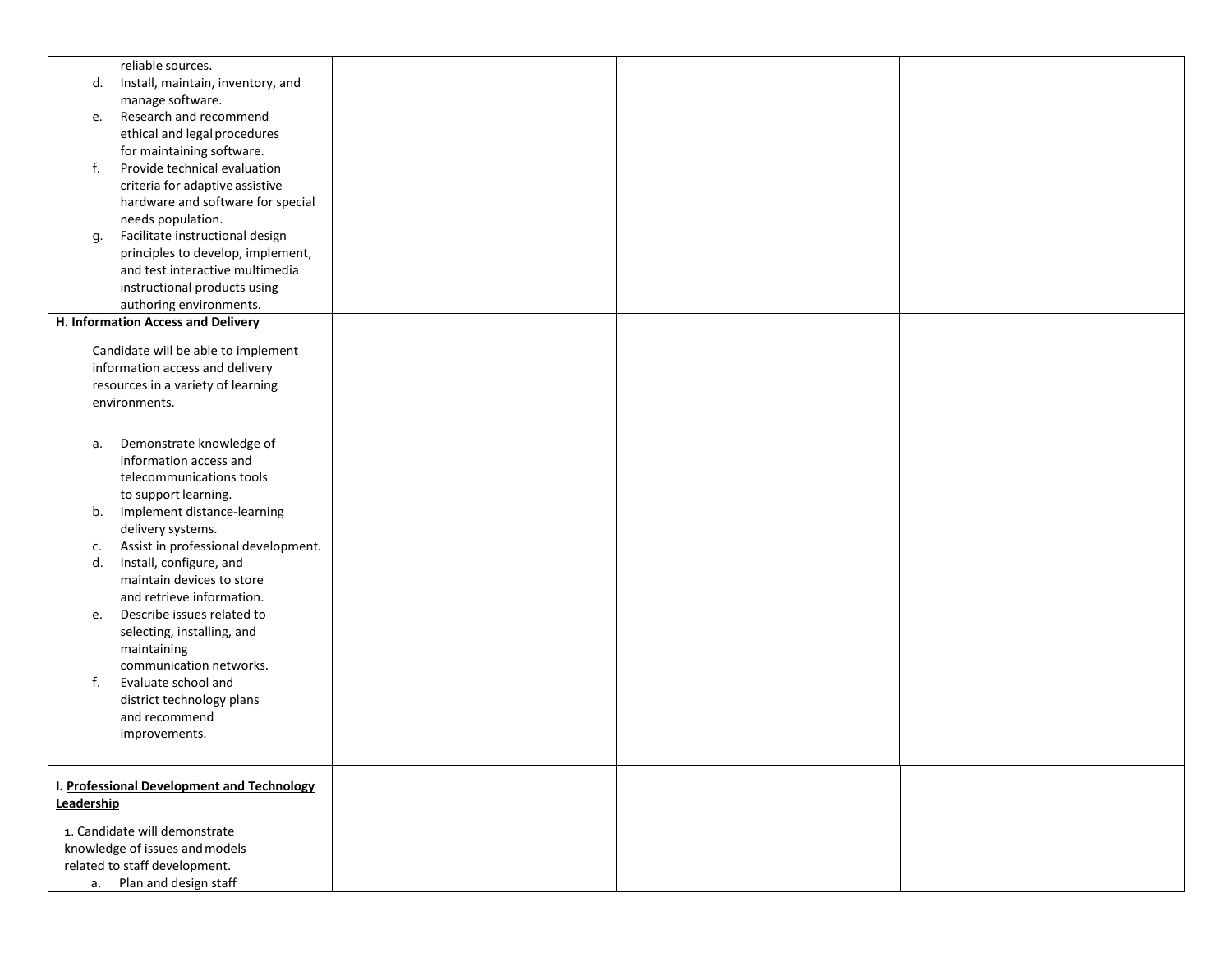| | | | |
|---|---|---|---|
| reliable sources.<br>d. Install, maintain, inventory, and manage software.<br>e. Research and recommend ethical and legal procedures for maintaining software.<br>f. Provide technical evaluation criteria for adaptive assistive hardware and software for special needs population.<br>g. Facilitate instructional design principles to develop, implement, and test interactive multimedia instructional products using authoring environments. | | | |
| **H. <u>Information Access and Delivery</u>**<br><br>Candidate will be able to implement information access and delivery resources in a variety of learning environments.<br><br>a. Demonstrate knowledge of information access and telecommunications tools to support learning.<br>b. Implement distance-learning delivery systems.<br>c. Assist in professional development.<br>d. Install, configure, and maintain devices to store and retrieve information.<br>e. Describe issues related to selecting, installing, and maintaining communication networks.<br>f. Evaluate school and district technology plans and recommend improvements. | | | |
| **I. <u>Professional Development and Technology Leadership</u>**<br><br>1. Candidate will demonstrate knowledge of issues and models related to staff development.<br>a. Plan and design staff | | | |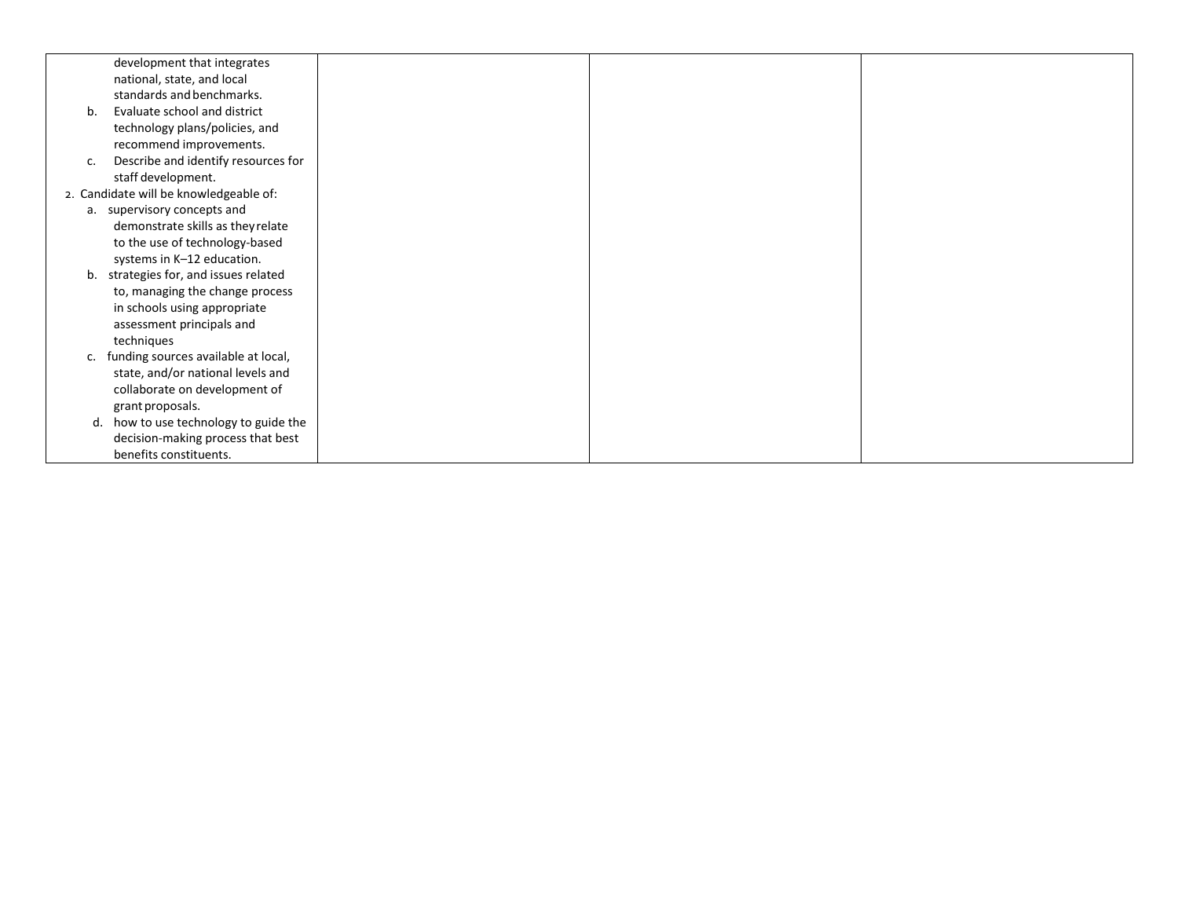| | | | |
|---|---|---|---|
| development that integrates national, state, and local standards and benchmarks.<br>b. Evaluate school and district technology plans/policies, and recommend improvements.<br>c. Describe and identify resources for staff development.<br>2. Candidate will be knowledgeable of:<br>a. supervisory concepts and demonstrate skills as they relate to the use of technology-based systems in K–12 education.<br>b. strategies for, and issues related to, managing the change process in schools using appropriate assessment principals and techniques<br>c. funding sources available at local, state, and/or national levels and collaborate on development of grant proposals.<br>d. how to use technology to guide the decision-making process that best benefits constituents. | | | |